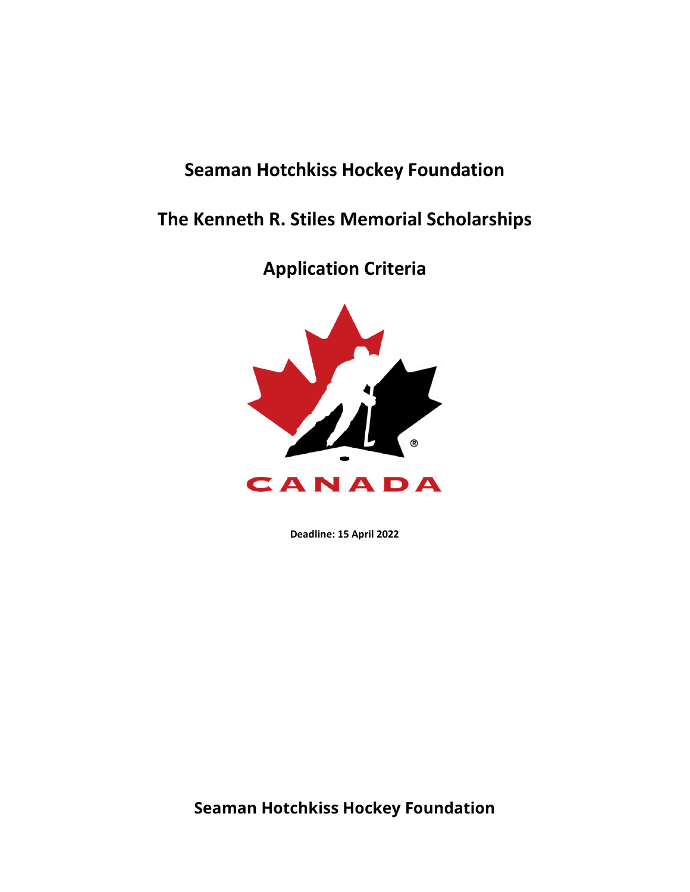# Seaman Hotchkiss Hockey Foundation

# The Kenneth R. Stiles Memorial Scholarships

# Application Criteria

**Deadline: 15 April 2022**

**Seaman Hotchkiss Hockey Foundation**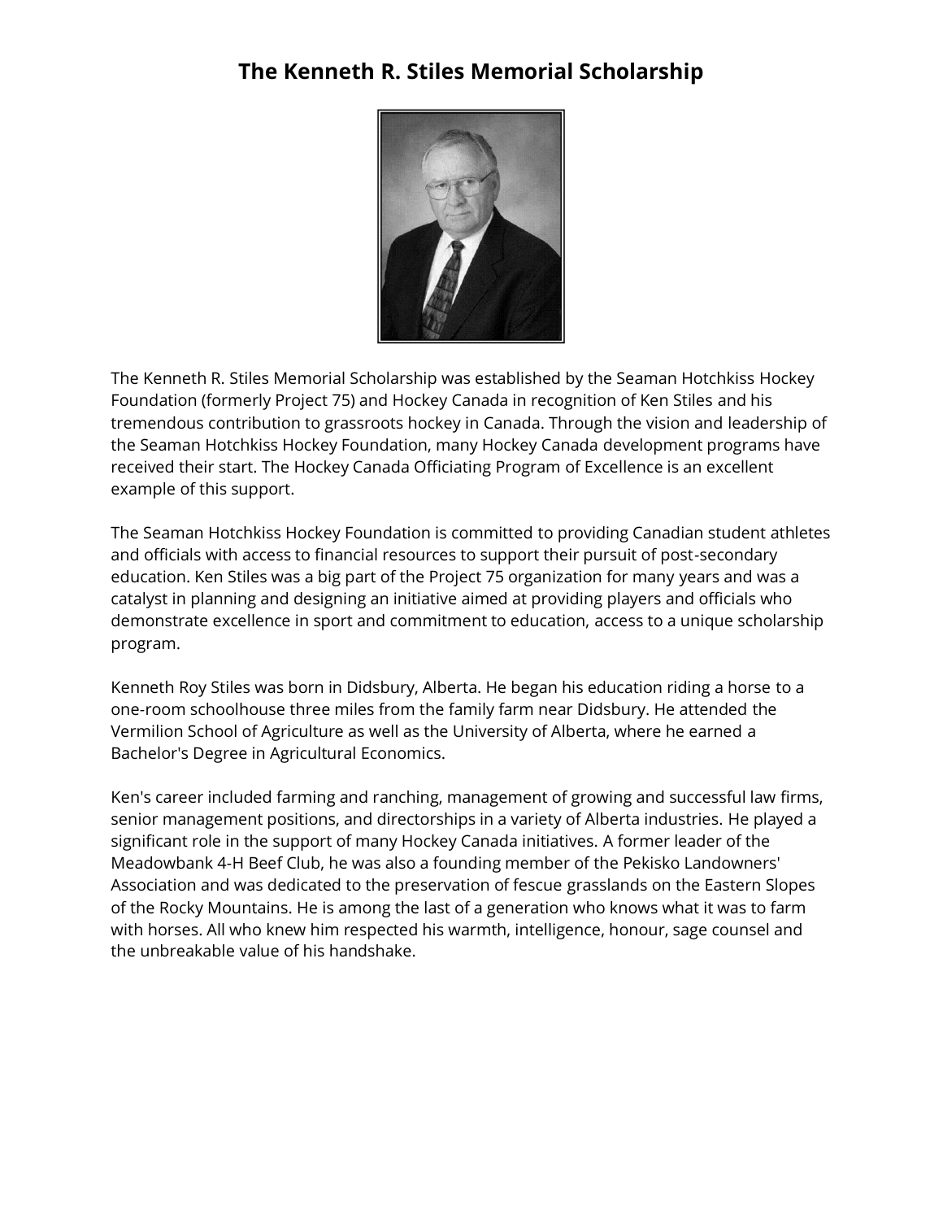# The Kenneth R. Stiles Memorial Scholarship

The Kenneth R. Stiles Memorial Scholarship was established by the Seaman Hotchkiss Hockey Foundation (formerly Project 75) and Hockey Canada in recognition of Ken Stiles and his tremendous contribution to grassroots hockey in Canada. Through the vision and leadership of the Seaman Hotchkiss Hockey Foundation, many Hockey Canada development programs have received their start. The Hockey Canada Officiating Program of Excellence is an excellent example of this support.

The Seaman Hotchkiss Hockey Foundation is committed to providing Canadian student athletes and officials with access to financial resources to support their pursuit of post-secondary education. Ken Stiles was a big part of the Project 75 organization for many years and was a catalyst in planning and designing an initiative aimed at providing players and officials who demonstrate excellence in sport and commitment to education, access to a unique scholarship program.

Kenneth Roy Stiles was born in Didsbury, Alberta. He began his education riding a horse to a one-room schoolhouse three miles from the family farm near Didsbury. He attended the Vermilion School of Agriculture as well as the University of Alberta, where he earned a Bachelor's Degree in Agricultural Economics.

Ken's career included farming and ranching, management of growing and successful law firms, senior management positions, and directorships in a variety of Alberta industries. He played a significant role in the support of many Hockey Canada initiatives. A former leader of the Meadowbank 4-H Beef Club, he was also a founding member of the Pekisko Landowners' Association and was dedicated to the preservation of fescue grasslands on the Eastern Slopes of the Rocky Mountains. He is among the last of a generation who knows what it was to farm with horses. All who knew him respected his warmth, intelligence, honour, sage counsel and the unbreakable value of his handshake.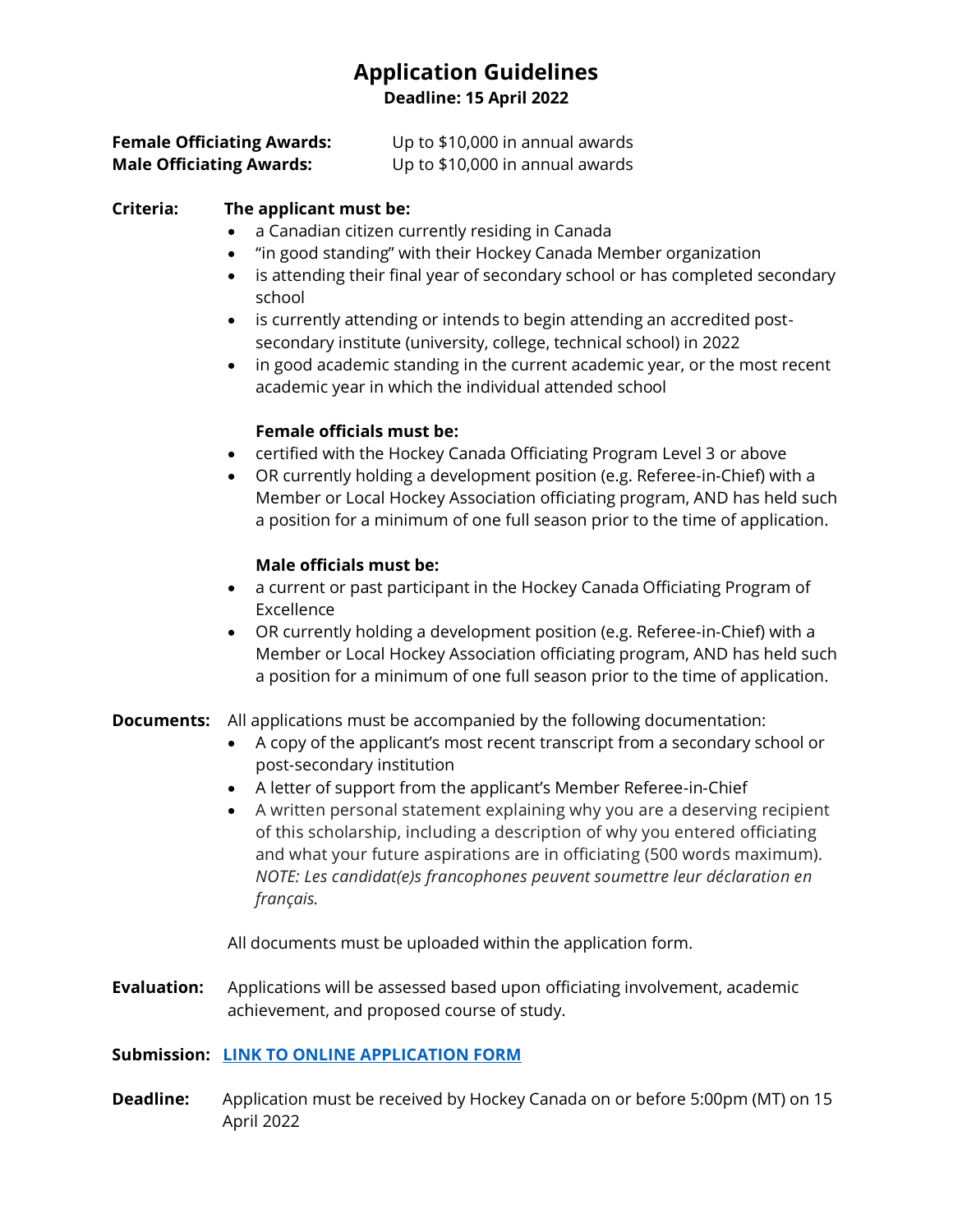# Application Guidelines

**Deadline: 15 April 2022**

**Female Officiating Awards:** Up to $10,000 in annual awards
**Male Officiating Awards:** Up to $10,000 in annual awards

**Criteria:** **The applicant must be:**

- a Canadian citizen currently residing in Canada
- "in good standing" with their Hockey Canada Member organization
- is attending their final year of secondary school or has completed secondary school
- is currently attending or intends to begin attending an accredited post-secondary institute (university, college, technical school) in 2022
- in good academic standing in the current academic year, or the most recent academic year in which the individual attended school

**Female officials must be:**

- certified with the Hockey Canada Officiating Program Level 3 or above
- OR currently holding a development position (e.g. Referee-in-Chief) with a Member or Local Hockey Association officiating program, AND has held such a position for a minimum of one full season prior to the time of application.

**Male officials must be:**

- a current or past participant in the Hockey Canada Officiating Program of Excellence
- OR currently holding a development position (e.g. Referee-in-Chief) with a Member or Local Hockey Association officiating program, AND has held such a position for a minimum of one full season prior to the time of application.

**Documents:** All applications must be accompanied by the following documentation:

- A copy of the applicant's most recent transcript from a secondary school or post-secondary institution
- A letter of support from the applicant's Member Referee-in-Chief
- A written personal statement explaining why you are a deserving recipient of this scholarship, including a description of why you entered officiating and what your future aspirations are in officiating (500 words maximum). *NOTE: Les candidat(e)s francophones peuvent soumettre leur déclaration en français.*

All documents must be uploaded within the application form.

**Evaluation:** Applications will be assessed based upon officiating involvement, academic achievement, and proposed course of study.

**Submission:** **LINK TO ONLINE APPLICATION FORM**

**Deadline:** Application must be received by Hockey Canada on or before 5:00pm (MT) on 15 April 2022